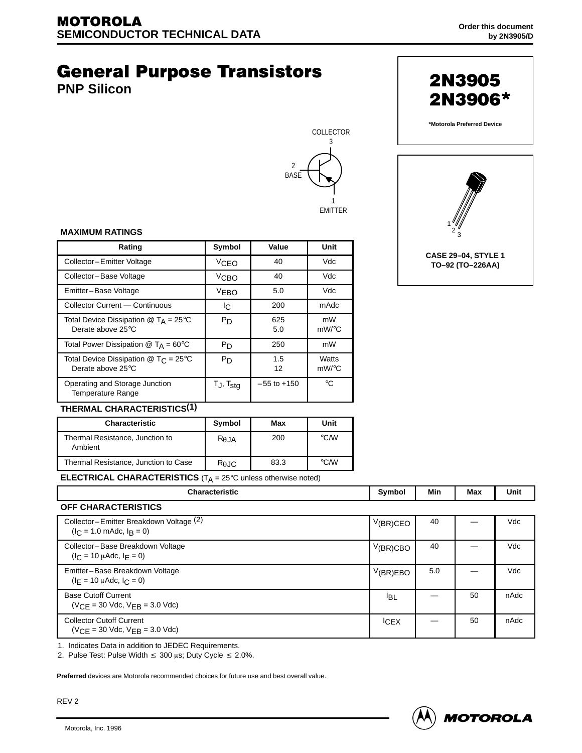**MOTOROLA**
**SEMICONDUCTOR TECHNICAL DATA**

Order this document by 2N3905/D

# General Purpose Transistors

## PNP Silicon

**2N3905**
**2N3906***

*Motorola Preferred Device

COLLECTOR 3

2 BASE

1 EMITTER

CASE 29–04, STYLE 1
TO–92 (TO–226AA)

### MAXIMUM RATINGS

| Rating | Symbol | Value | Unit |
|---|---|---|---|
| Collector–Emitter Voltage | $V_{CEO}$ | 40 | Vdc |
| Collector–Base Voltage | $V_{CBO}$ | 40 | Vdc |
| Emitter–Base Voltage | $V_{EBO}$ | 5.0 | Vdc |
| Collector Current — Continuous | $I_C$ | 200 | mAdc |
| Total Device Dissipation @ $T_A$ = 25°C<br>Derate above 25°C | $P_D$ | 625<br>5.0 | mW<br>mW/°C |
| Total Power Dissipation @ $T_A$ = 60°C | $P_D$ | 250 | mW |
| Total Device Dissipation @ $T_C$ = 25°C<br>Derate above 25°C | $P_D$ | 1.5<br>12 | Watts<br>mW/°C |
| Operating and Storage Junction Temperature Range | $T_J$, $T_{stg}$ | –55 to +150 | °C |

### THERMAL CHARACTERISTICS(1)

| Characteristic | Symbol | Max | Unit |
|---|---|---|---|
| Thermal Resistance, Junction to Ambient | $R_{\theta JA}$ | 200 | °C/W |
| Thermal Resistance, Junction to Case | $R_{\theta JC}$ | 83.3 | °C/W |

### ELECTRICAL CHARACTERISTICS ($T_A$ = 25°C unless otherwise noted)

| Characteristic | Symbol | Min | Max | Unit |
|---|---|---|---|---|
| **OFF CHARACTERISTICS** | | | | |
| Collector–Emitter Breakdown Voltage (2)<br>($I_C$ = 1.0 mAdc, $I_B$ = 0) | $V_{(BR)CEO}$ | 40 | — | Vdc |
| Collector–Base Breakdown Voltage<br>($I_C$ = 10 μAdc, $I_E$ = 0) | $V_{(BR)CBO}$ | 40 | — | Vdc |
| Emitter–Base Breakdown Voltage<br>($I_E$ = 10 μAdc, $I_C$ = 0) | $V_{(BR)EBO}$ | 5.0 | — | Vdc |
| Base Cutoff Current<br>($V_{CE}$ = 30 Vdc, $V_{EB}$ = 3.0 Vdc) | $I_{BL}$ | — | 50 | nAdc |
| Collector Cutoff Current<br>($V_{CE}$ = 30 Vdc, $V_{EB}$ = 3.0 Vdc) | $I_{CEX}$ | — | 50 | nAdc |

1. Indicates Data in addition to JEDEC Requirements.
2. Pulse Test: Pulse Width ≤ 300 μs; Duty Cycle ≤ 2.0%.

**Preferred** devices are Motorola recommended choices for future use and best overall value.

REV 2

Motorola, Inc. 1996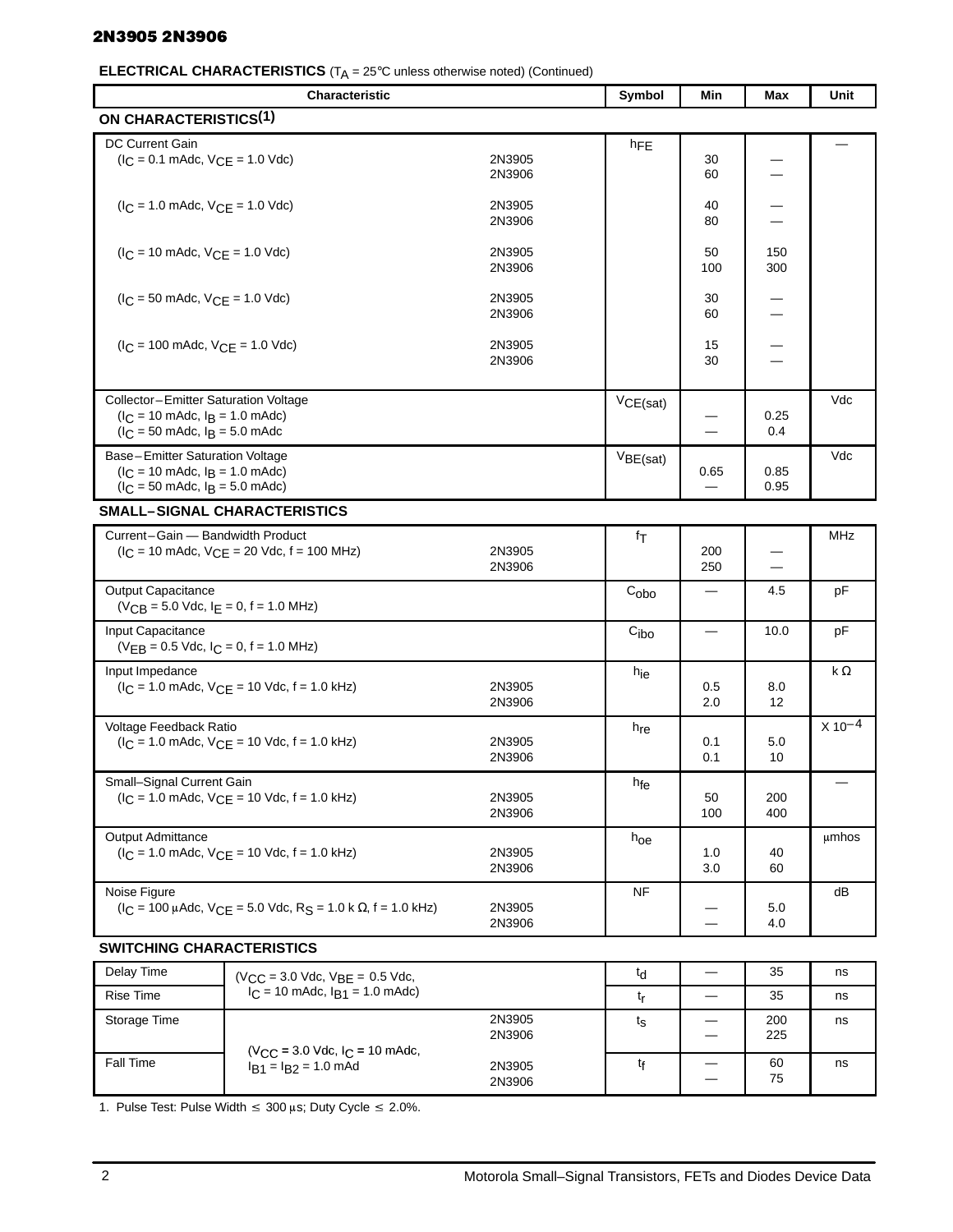**ELECTRICAL CHARACTERISTICS** ($T_A$ = 25°C unless otherwise noted) (Continued)

| Characteristic | | Symbol | Min | Max | Unit |
|---|---|---|---|---|---|
| **ON CHARACTERISTICS**[(1)] | | | | | |
| DC Current Gain | | $h_{FE}$ | | | — |
| ($I_C$ = 0.1 mAdc, $V_{CE}$ = 1.0 Vdc) | 2N3905 | | 30 | — | |
| | 2N3906 | | 60 | — | |
| ($I_C$ = 1.0 mAdc, $V_{CE}$ = 1.0 Vdc) | 2N3905 | | 40 | — | |
| | 2N3906 | | 80 | — | |
| ($I_C$ = 10 mAdc, $V_{CE}$ = 1.0 Vdc) | 2N3905 | | 50 | 150 | |
| | 2N3906 | | 100 | 300 | |
| ($I_C$ = 50 mAdc, $V_{CE}$ = 1.0 Vdc) | 2N3905 | | 30 | — | |
| | 2N3906 | | 60 | — | |
| ($I_C$ = 100 mAdc, $V_{CE}$ = 1.0 Vdc) | 2N3905 | | 15 | — | |
| | 2N3906 | | 30 | — | |
| Collector–Emitter Saturation Voltage | | $V_{CE(sat)}$ | | | Vdc |
| ($I_C$ = 10 mAdc, $I_B$ = 1.0 mAdc) | | | — | 0.25 | |
| ($I_C$ = 50 mAdc, $I_B$ = 5.0 mAdc | | | — | 0.4 | |
| Base–Emitter Saturation Voltage | | $V_{BE(sat)}$ | | | Vdc |
| ($I_C$ = 10 mAdc, $I_B$ = 1.0 mAdc) | | | 0.65 | 0.85 | |
| ($I_C$ = 50 mAdc, $I_B$ = 5.0 mAdc) | | | — | 0.95 | |
| **SMALL–SIGNAL CHARACTERISTICS** | | | | | |
| Current–Gain — Bandwidth Product | | $f_T$ | | | MHz |
| ($I_C$ = 10 mAdc, $V_{CE}$ = 20 Vdc, f = 100 MHz) | 2N3905 | | 200 | — | |
| | 2N3906 | | 250 | — | |
| Output Capacitance ($V_{CB}$ = 5.0 Vdc, $I_E$ = 0, f = 1.0 MHz) | | $C_{obo}$ | — | 4.5 | pF |
| Input Capacitance ($V_{EB}$ = 0.5 Vdc, $I_C$ = 0, f = 1.0 MHz) | | $C_{ibo}$ | — | 10.0 | pF |
| Input Impedance | | $h_{ie}$ | | | kΩ |
| ($I_C$ = 1.0 mAdc, $V_{CE}$ = 10 Vdc, f = 1.0 kHz) | 2N3905 | | 0.5 | 8.0 | |
| | 2N3906 | | 2.0 | 12 | |
| Voltage Feedback Ratio | | $h_{re}$ | | | $X\ 10^{-4}$ |
| ($I_C$ = 1.0 mAdc, $V_{CE}$ = 10 Vdc, f = 1.0 kHz) | 2N3905 | | 0.1 | 5.0 | |
| | 2N3906 | | 0.1 | 10 | |
| Small–Signal Current Gain | | $h_{fe}$ | | | — |
| ($I_C$ = 1.0 mAdc, $V_{CE}$ = 10 Vdc, f = 1.0 kHz) | 2N3905 | | 50 | 200 | |
| | 2N3906 | | 100 | 400 | |
| Output Admittance | | $h_{oe}$ | | | μmhos |
| ($I_C$ = 1.0 mAdc, $V_{CE}$ = 10 Vdc, f = 1.0 kHz) | 2N3905 | | 1.0 | 40 | |
| | 2N3906 | | 3.0 | 60 | |
| Noise Figure | | NF | | | dB |
| ($I_C$ = 100 μAdc, $V_{CE}$ = 5.0 Vdc, $R_S$ = 1.0 k Ω, f = 1.0 kHz) | 2N3905 | | — | 5.0 | |
| | 2N3906 | | — | 4.0 | |

**SWITCHING CHARACTERISTICS**

| Characteristic | Conditions | | Symbol | Min | Max | Unit |
|---|---|---|---|---|---|---|
| Delay Time | ($V_{CC}$ = 3.0 Vdc, $V_{BE}$ = 0.5 Vdc, $I_C$ = 10 mAdc, $I_{B1}$ = 1.0 mAdc) | | $t_d$ | — | 35 | ns |
| Rise Time | | | $t_r$ | — | 35 | ns |
| Storage Time | ($V_{CC}$ = 3.0 Vdc, $I_C$ = 10 mAdc, $I_{B1}$ = $I_{B2}$ = 1.0 mAd | 2N3905 | $t_s$ | — | 200 | ns |
| | | 2N3906 | | — | 225 | |
| Fall Time | | 2N3905 | $t_f$ | — | 60 | ns |
| | | 2N3906 | | — | 75 | |

1. Pulse Test: Pulse Width ≤ 300 μs; Duty Cycle ≤ 2.0%.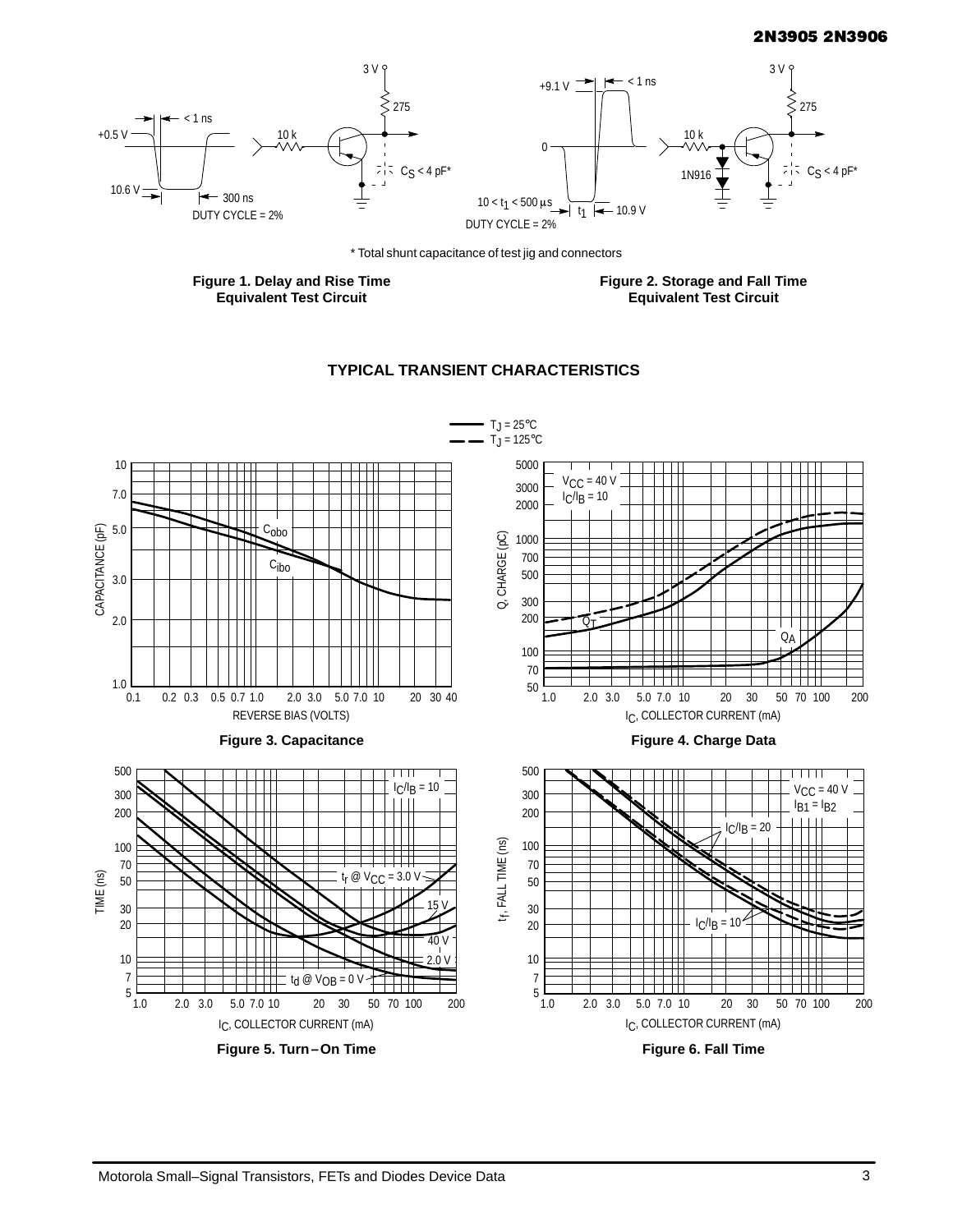\* Total shunt capacitance of test jig and connectors

**Figure 1. Delay and Rise Time Equivalent Test Circuit**

**Figure 2. Storage and Fall Time Equivalent Test Circuit**

## TYPICAL TRANSIENT CHARACTERISTICS

**Figure 3. Capacitance**

**Figure 4. Charge Data**

**Figure 5. Turn–On Time**

**Figure 6. Fall Time**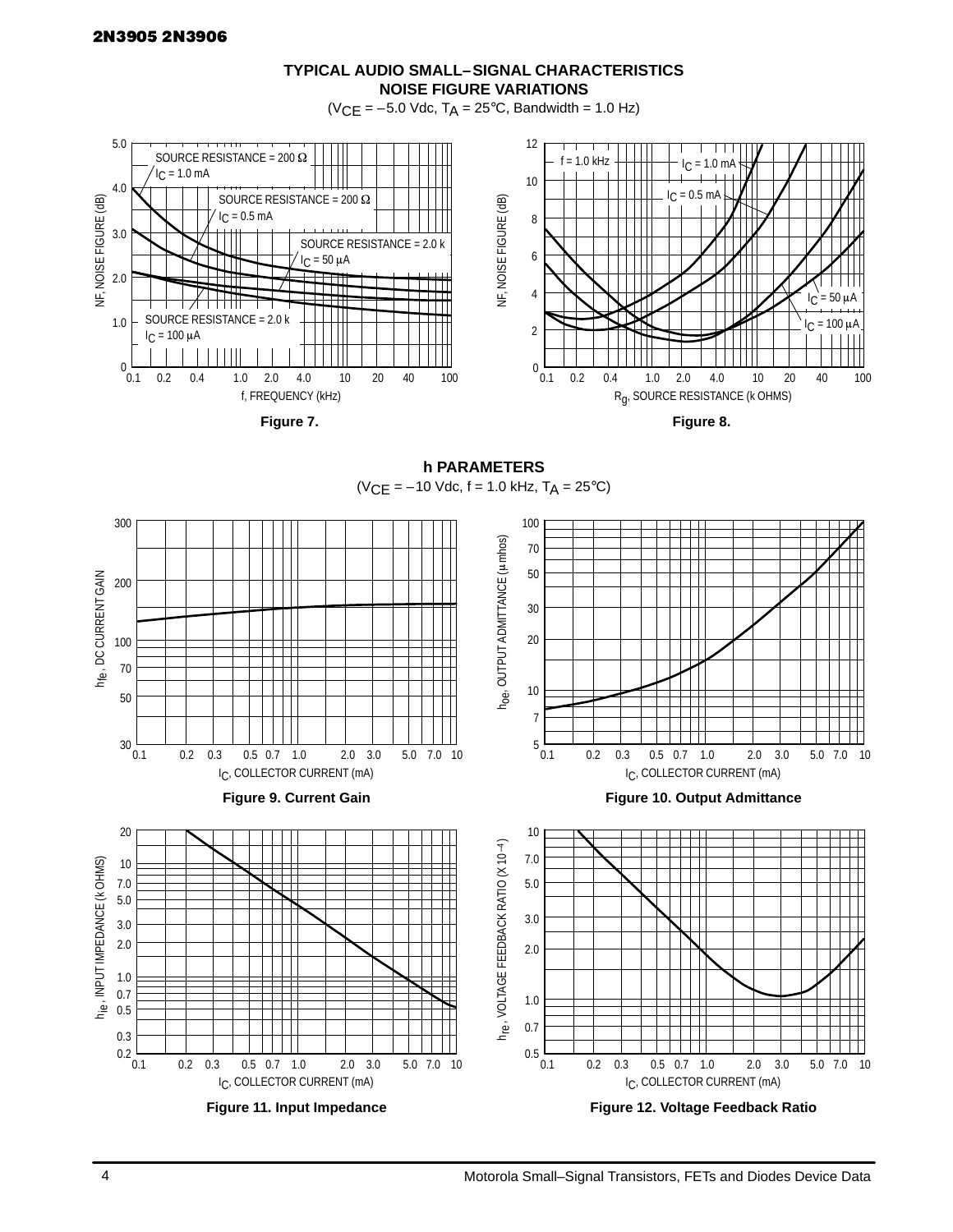## TYPICAL AUDIO SMALL–SIGNAL CHARACTERISTICS
## NOISE FIGURE VARIATIONS

($V_{CE}$ = –5.0 Vdc, $T_A$ = 25°C, Bandwidth = 1.0 Hz)

**Figure 7.**

**Figure 8.**

## h PARAMETERS

($V_{CE}$ = –10 Vdc, f = 1.0 kHz, $T_A$ = 25°C)

**Figure 9. Current Gain**

**Figure 10. Output Admittance**

**Figure 11. Input Impedance**

**Figure 12. Voltage Feedback Ratio**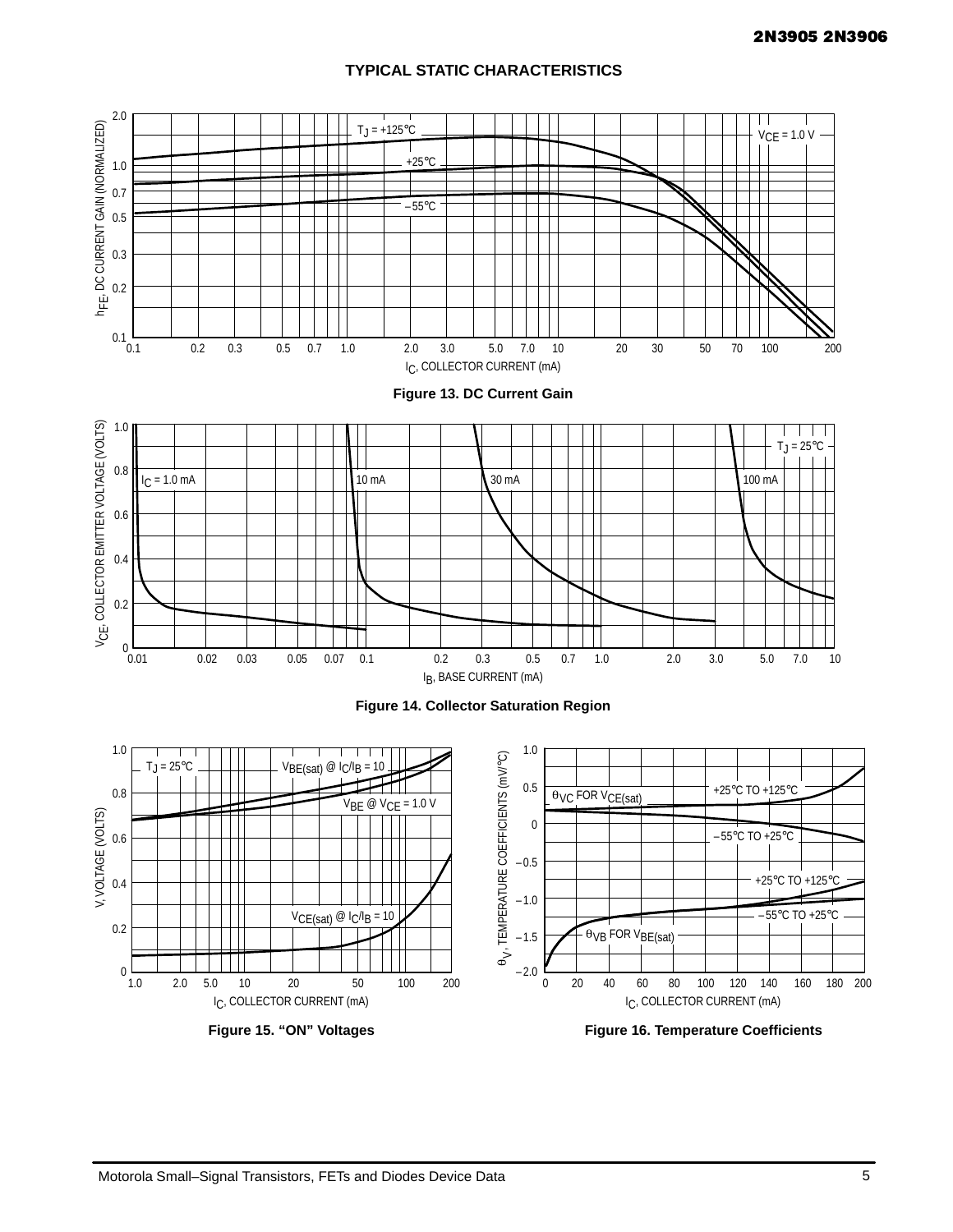## TYPICAL STATIC CHARACTERISTICS

Figure 13. DC Current Gain

Figure 14. Collector Saturation Region

Figure 15. "ON" Voltages

Figure 16. Temperature Coefficients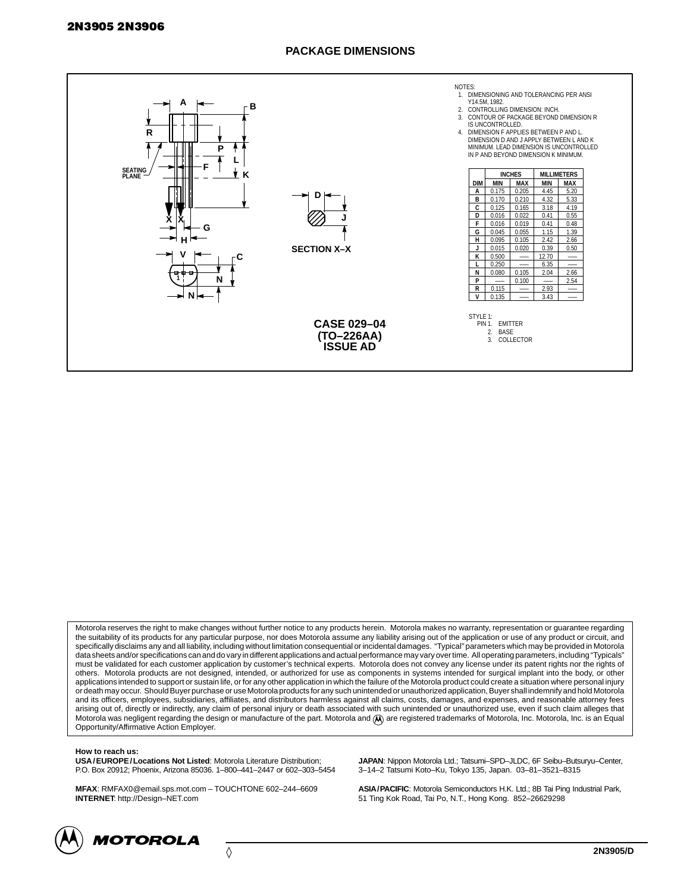## PACKAGE DIMENSIONS

SEATING PLANE

SECTION X–X

NOTES:
1. DIMENSIONING AND TOLERANCING PER ANSI Y14.5M, 1982.
2. CONTROLLING DIMENSION: INCH.
3. CONTOUR OF PACKAGE BEYOND DIMENSION R IS UNCONTROLLED.
4. DIMENSION F APPLIES BETWEEN P AND L. DIMENSION D AND J APPLY BETWEEN L AND K MINIMUM. LEAD DIMENSION IS UNCONTROLLED IN P AND BEYOND DIMENSION K MINIMUM.

| DIM | INCHES | | MILLIMETERS | |
|---|---|---|---|---|
| | MIN | MAX | MIN | MAX |
| A | 0.175 | 0.205 | 4.45 | 5.20 |
| B | 0.170 | 0.210 | 4.32 | 5.33 |
| C | 0.125 | 0.165 | 3.18 | 4.19 |
| D | 0.016 | 0.022 | 0.41 | 0.55 |
| F | 0.016 | 0.019 | 0.41 | 0.48 |
| G | 0.045 | 0.055 | 1.15 | 1.39 |
| H | 0.095 | 0.105 | 2.42 | 2.66 |
| J | 0.015 | 0.020 | 0.39 | 0.50 |
| K | 0.500 | —— | 12.70 | —— |
| L | 0.250 | —— | 6.35 | —— |
| N | 0.080 | 0.105 | 2.04 | 2.66 |
| P | —— | 0.100 | —— | 2.54 |
| R | 0.115 | —— | 2.93 | —— |
| V | 0.135 | —— | 3.43 | —— |

STYLE 1:
PIN 1. EMITTER
2. BASE
3. COLLECTOR

**CASE 029–04**
**(TO–226AA)**
**ISSUE AD**

Motorola reserves the right to make changes without further notice to any products herein. Motorola makes no warranty, representation or guarantee regarding the suitability of its products for any particular purpose, nor does Motorola assume any liability arising out of the application or use of any product or circuit, and specifically disclaims any and all liability, including without limitation consequential or incidental damages. "Typical" parameters which may be provided in Motorola data sheets and/or specifications can and do vary in different applications and actual performance may vary over time. All operating parameters, including "Typicals" must be validated for each customer application by customer's technical experts. Motorola does not convey any license under its patent rights nor the rights of others. Motorola products are not designed, intended, or authorized for use as components in systems intended for surgical implant into the body, or other applications intended to support or sustain life, or for any other application in which the failure of the Motorola product could create a situation where personal injury or death may occur. Should Buyer purchase or use Motorola products for any such unintended or unauthorized application, Buyer shall indemnify and hold Motorola and its officers, employees, subsidiaries, affiliates, and distributors harmless against all claims, costs, damages, and expenses, and reasonable attorney fees arising out of, directly or indirectly, any claim of personal injury or death associated with such unintended or unauthorized use, even if such claim alleges that Motorola was negligent regarding the design or manufacture of the part. Motorola and Ⓜ are registered trademarks of Motorola, Inc. Motorola, Inc. is an Equal Opportunity/Affirmative Action Employer.

**How to reach us:**

**USA / EUROPE / Locations Not Listed**: Motorola Literature Distribution; P.O. Box 20912; Phoenix, Arizona 85036. 1–800–441–2447 or 602–303–5454

**MFAX**: RMFAX0@email.sps.mot.com – TOUCHTONE 602–244–6609
**INTERNET**: http://Design–NET.com

**JAPAN**: Nippon Motorola Ltd.; Tatsumi–SPD–JLDC, 6F Seibu–Butsuryu–Center, 3–14–2 Tatsumi Koto–Ku, Tokyo 135, Japan. 03–81–3521–8315

**ASIA / PACIFIC**: Motorola Semiconductors H.K. Ltd.; 8B Tai Ping Industrial Park, 51 Ting Kok Road, Tai Po, N.T., Hong Kong. 852–26629298

**MOTOROLA**

2N3905/D